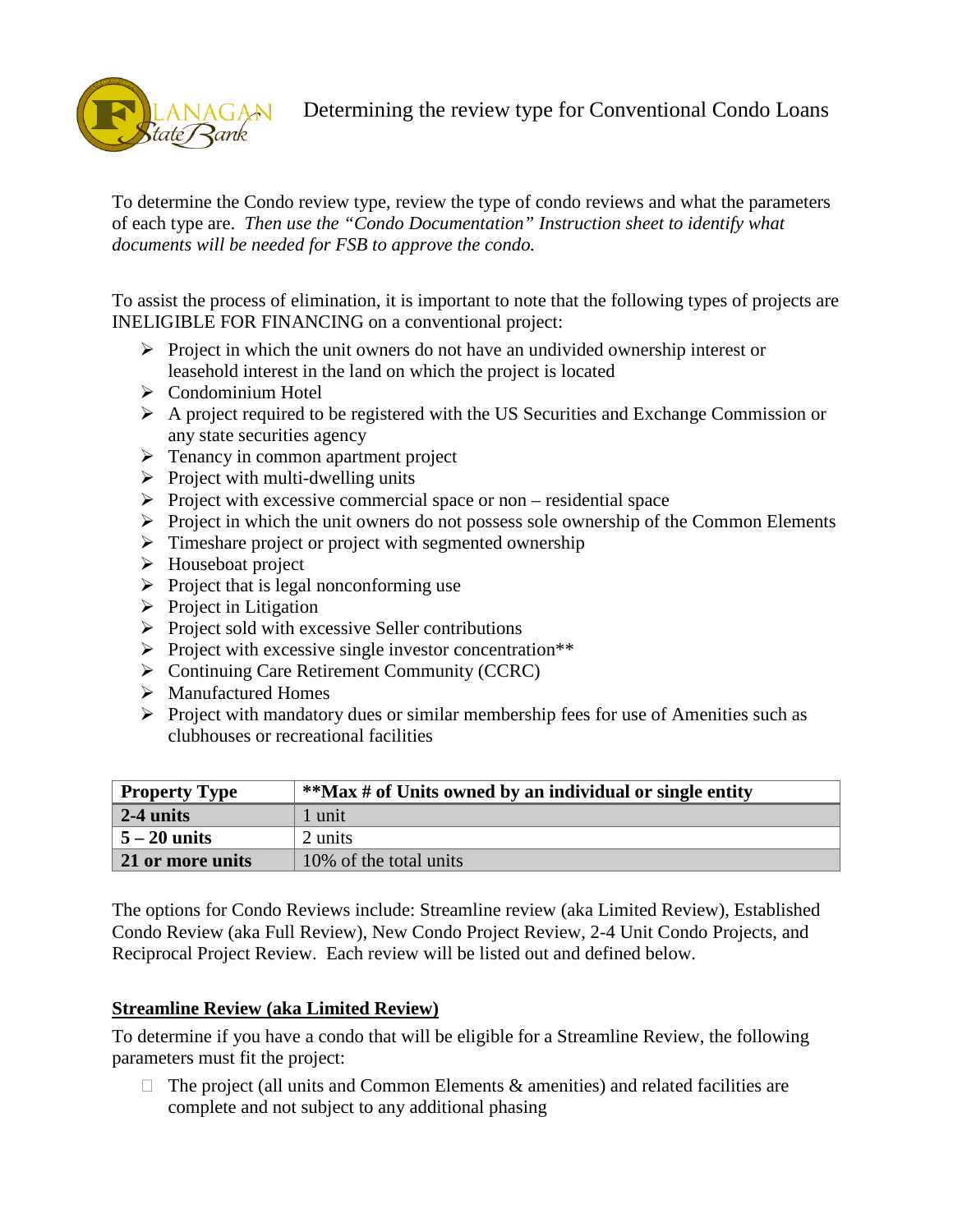# Determining the review type for Conventional Condo Loans

To determine the Condo review type, review the type of condo reviews and what the parameters of each type are. *Then use the "Condo Documentation" Instruction sheet to identify what documents will be needed for FSB to approve the condo.*

To assist the process of elimination, it is important to note that the following types of projects are INELIGIBLE FOR FINANCING on a conventional project:

- Project in which the unit owners do not have an undivided ownership interest or leasehold interest in the land on which the project is located
- Condominium Hotel
- A project required to be registered with the US Securities and Exchange Commission or any state securities agency
- Tenancy in common apartment project
- Project with multi-dwelling units
- Project with excessive commercial space or non – residential space
- Project in which the unit owners do not possess sole ownership of the Common Elements
- Timeshare project or project with segmented ownership
- Houseboat project
- Project that is legal nonconforming use
- Project in Litigation
- Project sold with excessive Seller contributions
- Project with excessive single investor concentration**
- Continuing Care Retirement Community (CCRC)
- Manufactured Homes
- Project with mandatory dues or similar membership fees for use of Amenities such as clubhouses or recreational facilities

| Property Type | **Max # of Units owned by an individual or single entity |
|---|---|
| **2-4 units** | 1 unit |
| **5 – 20 units** | 2 units |
| **21 or more units** | 10% of the total units |

The options for Condo Reviews include: Streamline review (aka Limited Review), Established Condo Review (aka Full Review), New Condo Project Review, 2-4 Unit Condo Projects, and Reciprocal Project Review. Each review will be listed out and defined below.

## Streamline Review (aka Limited Review)

To determine if you have a condo that will be eligible for a Streamline Review, the following parameters must fit the project:

- The project (all units and Common Elements & amenities) and related facilities are complete and not subject to any additional phasing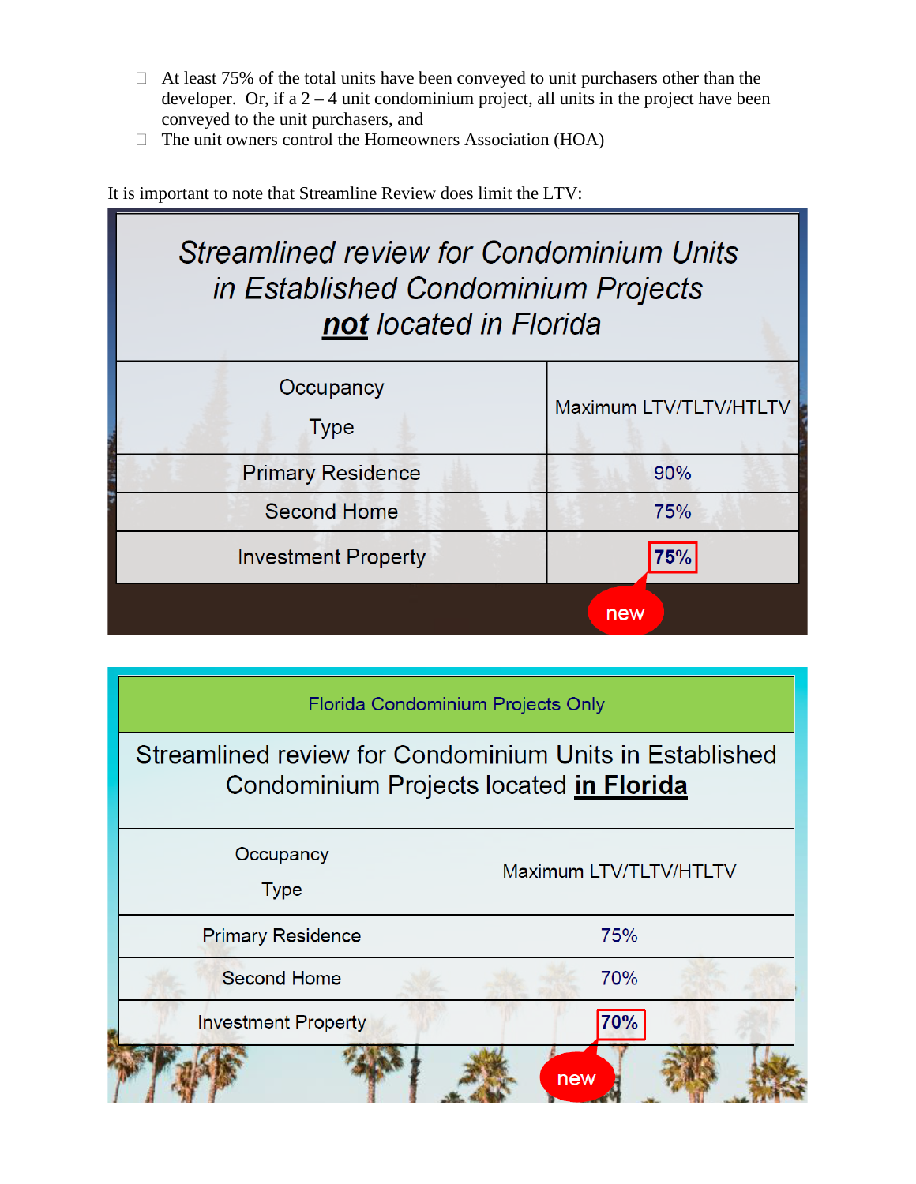- At least 75% of the total units have been conveyed to unit purchasers other than the developer. Or, if a 2 – 4 unit condominium project, all units in the project have been conveyed to the unit purchasers, and
- The unit owners control the Homeowners Association (HOA)

It is important to note that Streamline Review does limit the LTV:

| *Streamlined review for Condominium Units in Established Condominium Projects **not** located in Florida* | |
|---|---|
| Occupancy Type | Maximum LTV/TLTV/HTLTV |
| Primary Residence | 90% |
| Second Home | 75% |
| Investment Property | **75%** (new) |

| Florida Condominium Projects Only | |
|---|---|
| Streamlined review for Condominium Units in Established Condominium Projects located **in Florida** | |
| Occupancy Type | Maximum LTV/TLTV/HTLTV |
| Primary Residence | 75% |
| Second Home | 70% |
| Investment Property | **70%** (new) |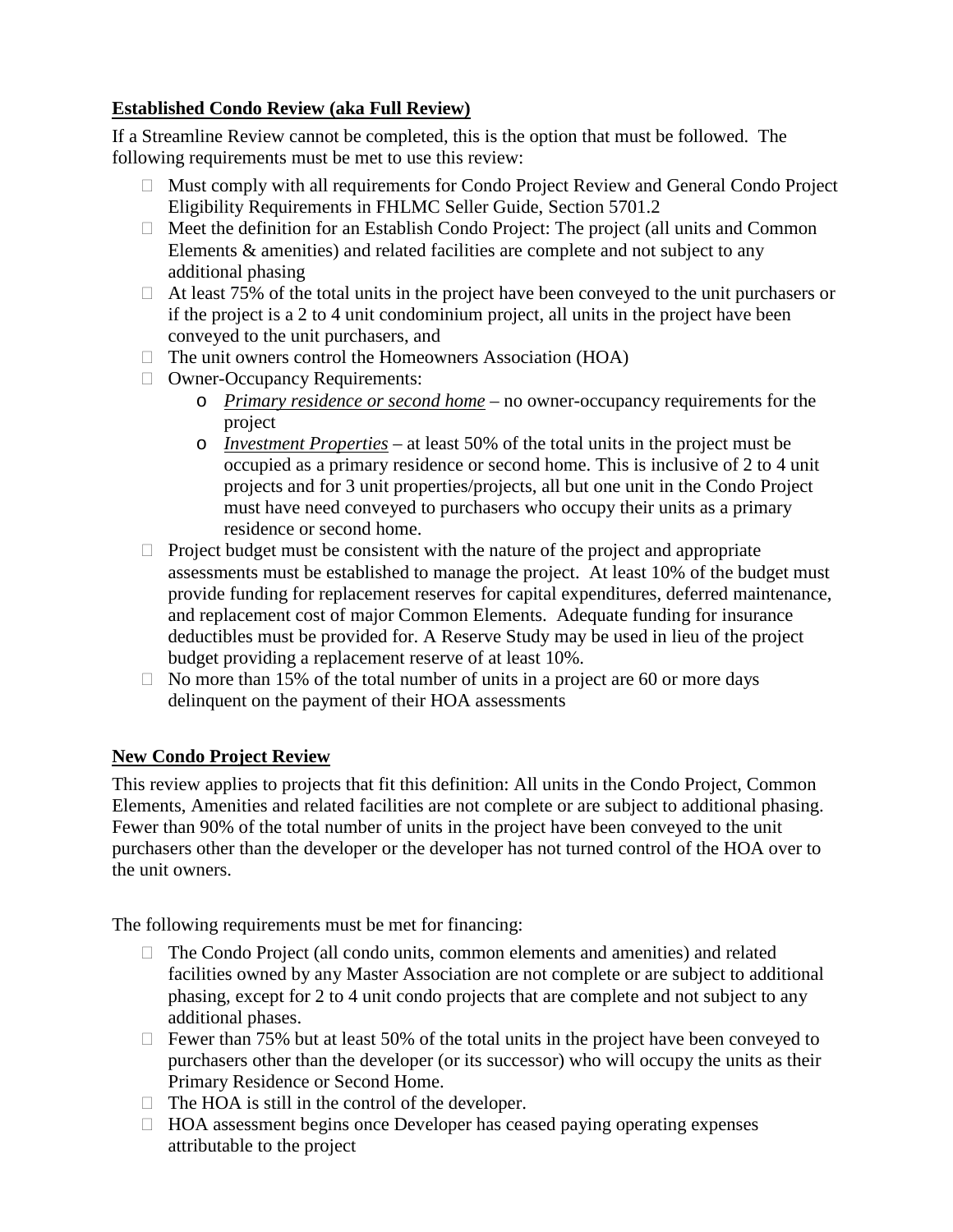**<u>Established Condo Review (aka Full Review)</u>**

If a Streamline Review cannot be completed, this is the option that must be followed. The following requirements must be met to use this review:

- Must comply with all requirements for Condo Project Review and General Condo Project Eligibility Requirements in FHLMC Seller Guide, Section 5701.2
- Meet the definition for an Establish Condo Project: The project (all units and Common Elements & amenities) and related facilities are complete and not subject to any additional phasing
- At least 75% of the total units in the project have been conveyed to the unit purchasers or if the project is a 2 to 4 unit condominium project, all units in the project have been conveyed to the unit purchasers, and
- The unit owners control the Homeowners Association (HOA)
- Owner-Occupancy Requirements:
  - *<u>Primary residence or second home</u>* – no owner-occupancy requirements for the project
  - *<u>Investment Properties</u>* – at least 50% of the total units in the project must be occupied as a primary residence or second home. This is inclusive of 2 to 4 unit projects and for 3 unit properties/projects, all but one unit in the Condo Project must have need conveyed to purchasers who occupy their units as a primary residence or second home.
- Project budget must be consistent with the nature of the project and appropriate assessments must be established to manage the project. At least 10% of the budget must provide funding for replacement reserves for capital expenditures, deferred maintenance, and replacement cost of major Common Elements. Adequate funding for insurance deductibles must be provided for. A Reserve Study may be used in lieu of the project budget providing a replacement reserve of at least 10%.
- No more than 15% of the total number of units in a project are 60 or more days delinquent on the payment of their HOA assessments

**<u>New Condo Project Review</u>**

This review applies to projects that fit this definition: All units in the Condo Project, Common Elements, Amenities and related facilities are not complete or are subject to additional phasing. Fewer than 90% of the total number of units in the project have been conveyed to the unit purchasers other than the developer or the developer has not turned control of the HOA over to the unit owners.

The following requirements must be met for financing:

- The Condo Project (all condo units, common elements and amenities) and related facilities owned by any Master Association are not complete or are subject to additional phasing, except for 2 to 4 unit condo projects that are complete and not subject to any additional phases.
- Fewer than 75% but at least 50% of the total units in the project have been conveyed to purchasers other than the developer (or its successor) who will occupy the units as their Primary Residence or Second Home.
- The HOA is still in the control of the developer.
- HOA assessment begins once Developer has ceased paying operating expenses attributable to the project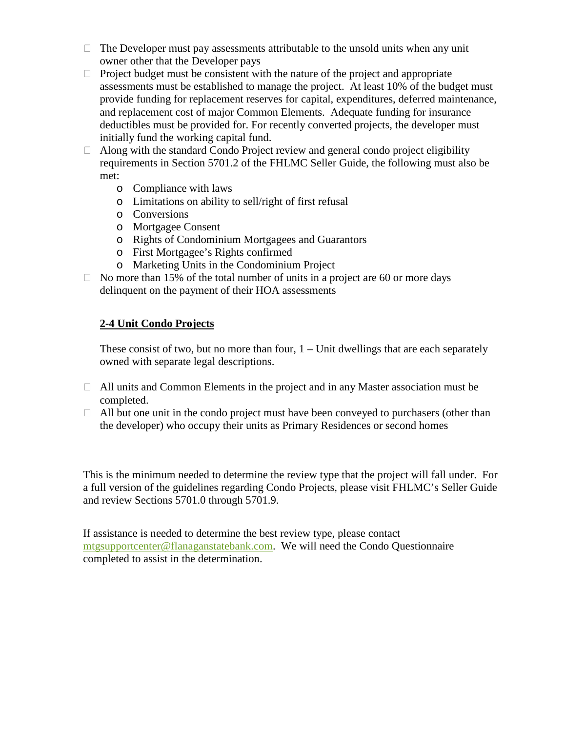- The Developer must pay assessments attributable to the unsold units when any unit owner other that the Developer pays
- Project budget must be consistent with the nature of the project and appropriate assessments must be established to manage the project. At least 10% of the budget must provide funding for replacement reserves for capital, expenditures, deferred maintenance, and replacement cost of major Common Elements. Adequate funding for insurance deductibles must be provided for. For recently converted projects, the developer must initially fund the working capital fund.
- Along with the standard Condo Project review and general condo project eligibility requirements in Section 5701.2 of the FHLMC Seller Guide, the following must also be met:
    - Compliance with laws
    - Limitations on ability to sell/right of first refusal
    - Conversions
    - Mortgagee Consent
    - Rights of Condominium Mortgagees and Guarantors
    - First Mortgagee's Rights confirmed
    - Marketing Units in the Condominium Project
- No more than 15% of the total number of units in a project are 60 or more days delinquent on the payment of their HOA assessments

**2-4 Unit Condo Projects**

These consist of two, but no more than four, 1 – Unit dwellings that are each separately owned with separate legal descriptions.

- All units and Common Elements in the project and in any Master association must be completed.
- All but one unit in the condo project must have been conveyed to purchasers (other than the developer) who occupy their units as Primary Residences or second homes

This is the minimum needed to determine the review type that the project will fall under. For a full version of the guidelines regarding Condo Projects, please visit FHLMC's Seller Guide and review Sections 5701.0 through 5701.9.

If assistance is needed to determine the best review type, please contact mtgsupportcenter@flanaganstatebank.com. We will need the Condo Questionnaire completed to assist in the determination.